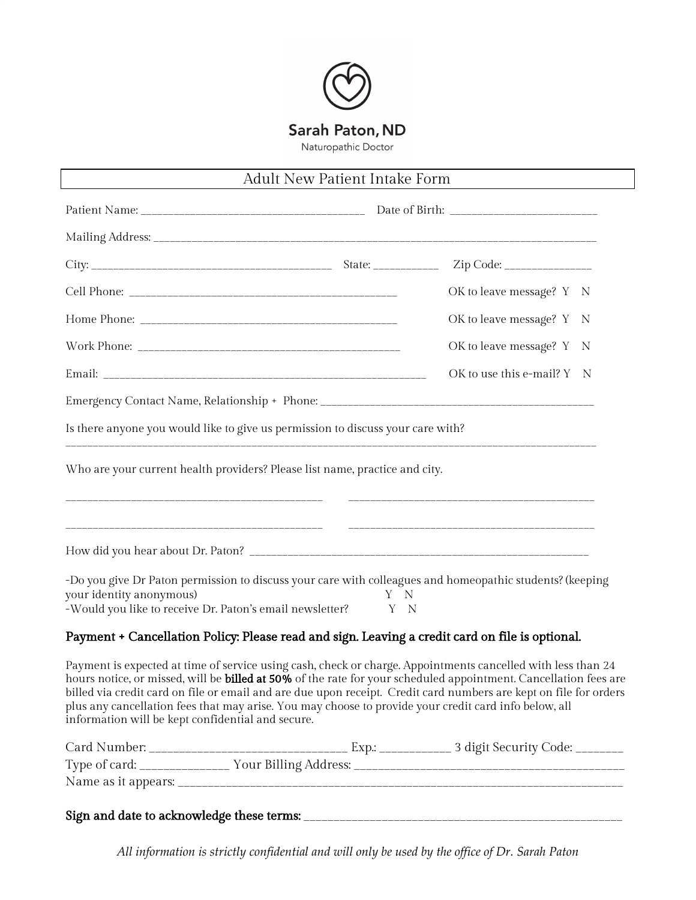Sarah Paton, ND

Naturopathic Doctor

# Adult New Patient Intake Form

Patient Name: ______________________________________ Date of Birth: _________________________

Mailing Address: _________________________________________________________________________________

City: __________________________________________ State: ___________ Zip Code: _______________

Cell Phone: ________________________________________________ OK to leave message? Y N

Home Phone: ______________________________________________ OK to leave message? Y N

Work Phone: ______________________________________________ OK to leave message? Y N

Email: __________________________________________________________ OK to use this e-mail? Y N

Emergency Contact Name, Relationship + Phone: ________________________________________________

Is there anyone you would like to give us permission to discuss your care with?

_______________________________________________________________________________________________

Who are your current health providers? Please list name, practice and city.

_____________________________________________ _____________________________________________

_____________________________________________ _____________________________________________

How did you hear about Dr. Paton? ____________________________________________________________

-Do you give Dr Paton permission to discuss your care with colleagues and homeopathic students? (keeping your identity anonymous) Y N

-Would you like to receive Dr. Paton's email newsletter? Y N

**Payment + Cancellation Policy: Please read and sign. Leaving a credit card on file is optional.**

Payment is expected at time of service using cash, check or charge. Appointments cancelled with less than 24 hours notice, or missed, will be **billed at 50%** of the rate for your scheduled appointment. Cancellation fees are billed via credit card on file or email and are due upon receipt. Credit card numbers are kept on file for orders plus any cancellation fees that may arise. You may choose to provide your credit card info below, all information will be kept confidential and secure.

Card Number: ________________________________ Exp.: ___________ 3 digit Security Code: _______

Type of card: ______________ Your Billing Address: ____________________________________________

Name as it appears: __________________________________________________________________________

**Sign and date to acknowledge these terms:** ______________________________________________________

*All information is strictly confidential and will only be used by the office of Dr. Sarah Paton*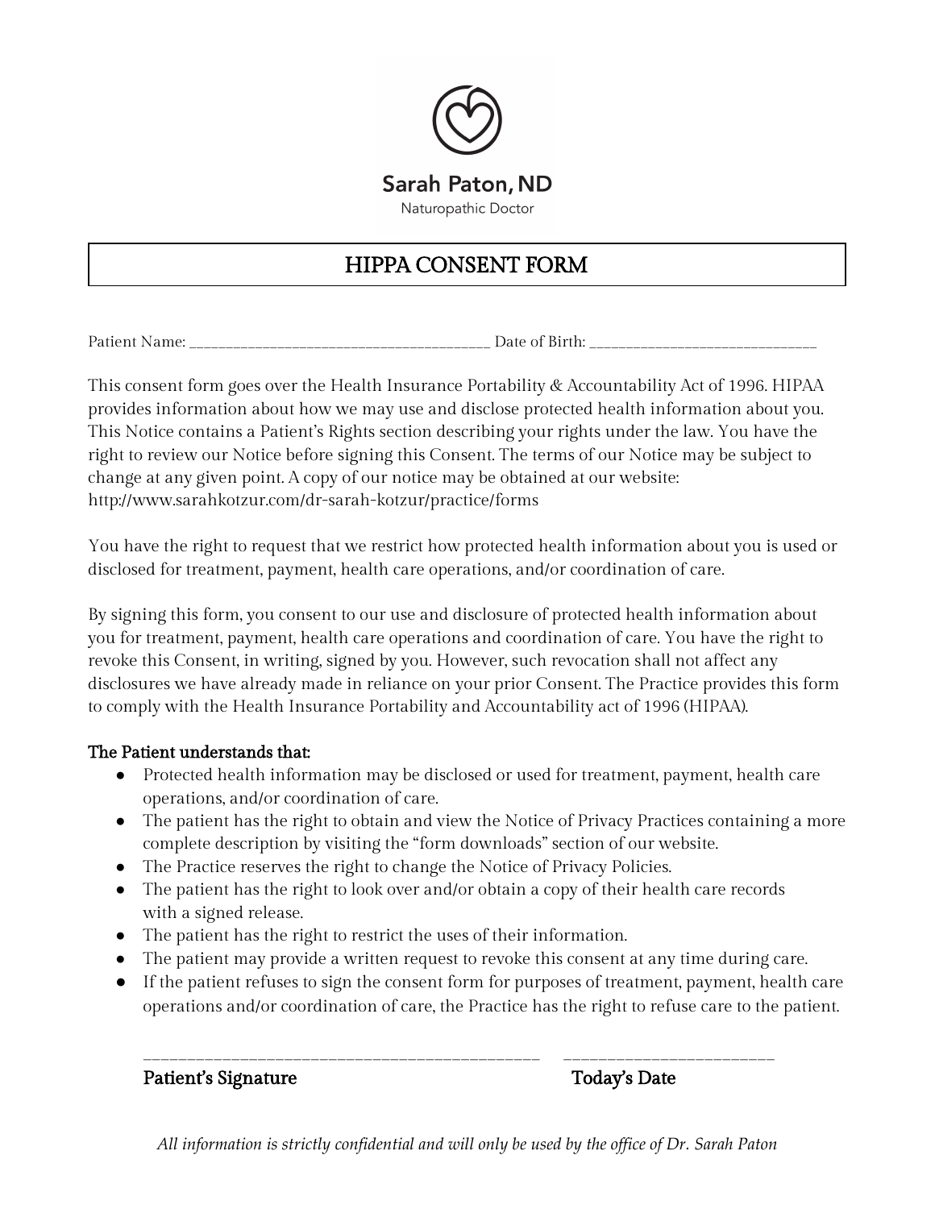Sarah Paton, ND

Naturopathic Doctor

# HIPPA CONSENT FORM

Patient Name: _______________________________________ Date of Birth: ______________________________

This consent form goes over the Health Insurance Portability & Accountability Act of 1996. HIPAA provides information about how we may use and disclose protected health information about you. This Notice contains a Patient's Rights section describing your rights under the law. You have the right to review our Notice before signing this Consent. The terms of our Notice may be subject to change at any given point. A copy of our notice may be obtained at our website: http://www.sarahkotzur.com/dr-sarah-kotzur/practice/forms

You have the right to request that we restrict how protected health information about you is used or disclosed for treatment, payment, health care operations, and/or coordination of care.

By signing this form, you consent to our use and disclosure of protected health information about you for treatment, payment, health care operations and coordination of care. You have the right to revoke this Consent, in writing, signed by you. However, such revocation shall not affect any disclosures we have already made in reliance on your prior Consent. The Practice provides this form to comply with the Health Insurance Portability and Accountability act of 1996 (HIPAA).

**The Patient understands that:**

- Protected health information may be disclosed or used for treatment, payment, health care operations, and/or coordination of care.
- The patient has the right to obtain and view the Notice of Privacy Practices containing a more complete description by visiting the "form downloads" section of our website.
- The Practice reserves the right to change the Notice of Privacy Policies.
- The patient has the right to look over and/or obtain a copy of their health care records with a signed release.
- The patient has the right to restrict the uses of their information.
- The patient may provide a written request to revoke this consent at any time during care.
- If the patient refuses to sign the consent form for purposes of treatment, payment, health care operations and/or coordination of care, the Practice has the right to refuse care to the patient.

_______________________________________________ ________________________

**Patient's Signature** **Today's Date**

*All information is strictly confidential and will only be used by the office of Dr. Sarah Paton*